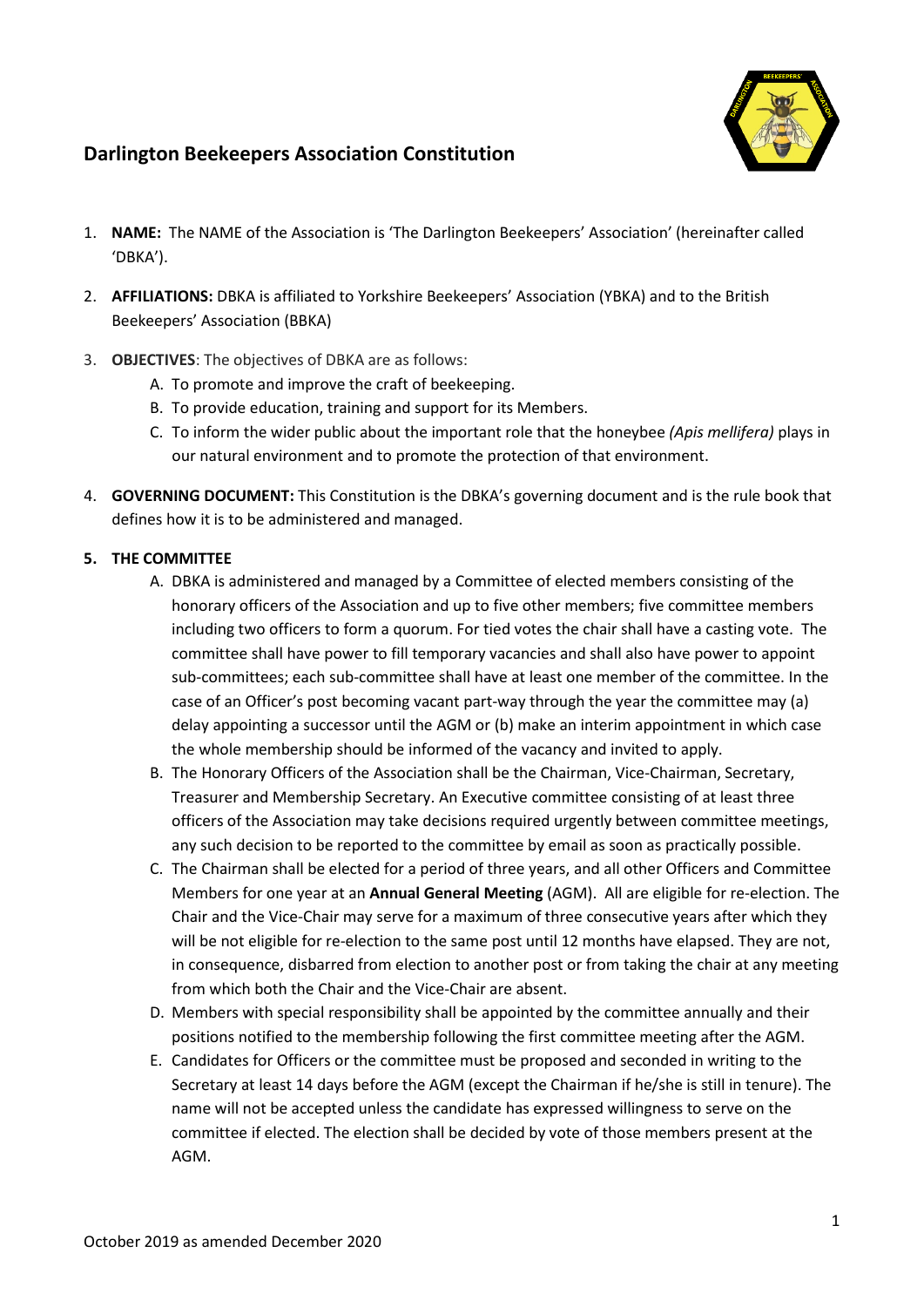# Darlington Beekeepers Association Constitution

1. **NAME:** The NAME of the Association is 'The Darlington Beekeepers' Association' (hereinafter called 'DBKA').

2. **AFFILIATIONS:** DBKA is affiliated to Yorkshire Beekeepers' Association (YBKA) and to the British Beekeepers' Association (BBKA)

3. **OBJECTIVES**: The objectives of DBKA are as follows:
   A. To promote and improve the craft of beekeeping.
   B. To provide education, training and support for its Members.
   C. To inform the wider public about the important role that the honeybee *(Apis mellifera)* plays in our natural environment and to promote the protection of that environment.

4. **GOVERNING DOCUMENT:** This Constitution is the DBKA's governing document and is the rule book that defines how it is to be administered and managed.

5. **THE COMMITTEE**
   A. DBKA is administered and managed by a Committee of elected members consisting of the honorary officers of the Association and up to five other members; five committee members including two officers to form a quorum. For tied votes the chair shall have a casting vote. The committee shall have power to fill temporary vacancies and shall also have power to appoint sub-committees; each sub-committee shall have at least one member of the committee. In the case of an Officer's post becoming vacant part-way through the year the committee may (a) delay appointing a successor until the AGM or (b) make an interim appointment in which case the whole membership should be informed of the vacancy and invited to apply.
   B. The Honorary Officers of the Association shall be the Chairman, Vice-Chairman, Secretary, Treasurer and Membership Secretary. An Executive committee consisting of at least three officers of the Association may take decisions required urgently between committee meetings, any such decision to be reported to the committee by email as soon as practically possible.
   C. The Chairman shall be elected for a period of three years, and all other Officers and Committee Members for one year at an **Annual General Meeting** (AGM). All are eligible for re-election. The Chair and the Vice-Chair may serve for a maximum of three consecutive years after which they will be not eligible for re-election to the same post until 12 months have elapsed. They are not, in consequence, disbarred from election to another post or from taking the chair at any meeting from which both the Chair and the Vice-Chair are absent.
   D. Members with special responsibility shall be appointed by the committee annually and their positions notified to the membership following the first committee meeting after the AGM.
   E. Candidates for Officers or the committee must be proposed and seconded in writing to the Secretary at least 14 days before the AGM (except the Chairman if he/she is still in tenure). The name will not be accepted unless the candidate has expressed willingness to serve on the committee if elected. The election shall be decided by vote of those members present at the AGM.

October 2019 as amended December 2020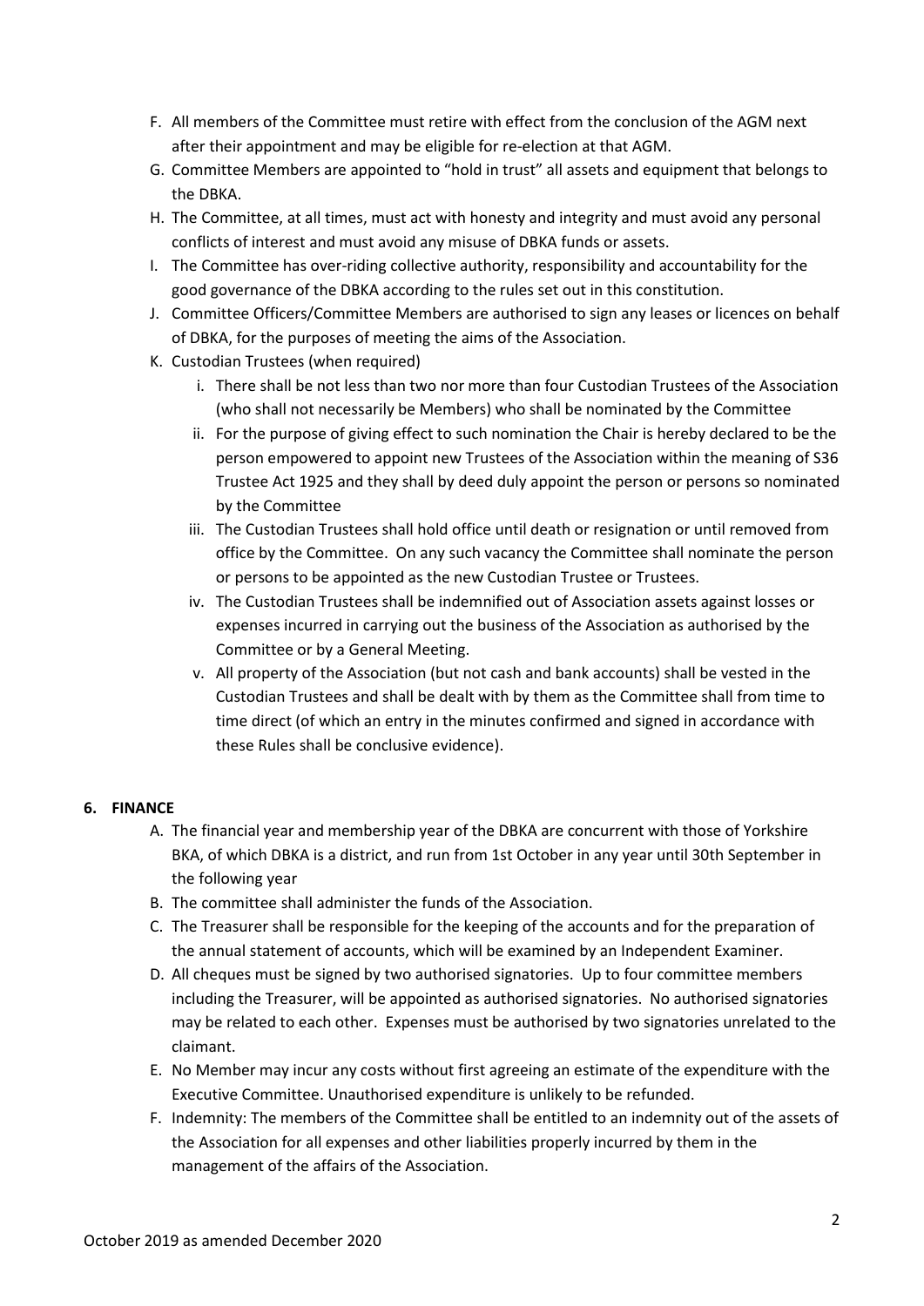F. All members of the Committee must retire with effect from the conclusion of the AGM next after their appointment and may be eligible for re-election at that AGM.

G. Committee Members are appointed to "hold in trust" all assets and equipment that belongs to the DBKA.

H. The Committee, at all times, must act with honesty and integrity and must avoid any personal conflicts of interest and must avoid any misuse of DBKA funds or assets.

I. The Committee has over-riding collective authority, responsibility and accountability for the good governance of the DBKA according to the rules set out in this constitution.

J. Committee Officers/Committee Members are authorised to sign any leases or licences on behalf of DBKA, for the purposes of meeting the aims of the Association.

K. Custodian Trustees (when required)

   i. There shall be not less than two nor more than four Custodian Trustees of the Association (who shall not necessarily be Members) who shall be nominated by the Committee

   ii. For the purpose of giving effect to such nomination the Chair is hereby declared to be the person empowered to appoint new Trustees of the Association within the meaning of S36 Trustee Act 1925 and they shall by deed duly appoint the person or persons so nominated by the Committee

   iii. The Custodian Trustees shall hold office until death or resignation or until removed from office by the Committee. On any such vacancy the Committee shall nominate the person or persons to be appointed as the new Custodian Trustee or Trustees.

   iv. The Custodian Trustees shall be indemnified out of Association assets against losses or expenses incurred in carrying out the business of the Association as authorised by the Committee or by a General Meeting.

   v. All property of the Association (but not cash and bank accounts) shall be vested in the Custodian Trustees and shall be dealt with by them as the Committee shall from time to time direct (of which an entry in the minutes confirmed and signed in accordance with these Rules shall be conclusive evidence).

## 6. FINANCE

A. The financial year and membership year of the DBKA are concurrent with those of Yorkshire BKA, of which DBKA is a district, and run from 1st October in any year until 30th September in the following year

B. The committee shall administer the funds of the Association.

C. The Treasurer shall be responsible for the keeping of the accounts and for the preparation of the annual statement of accounts, which will be examined by an Independent Examiner.

D. All cheques must be signed by two authorised signatories. Up to four committee members including the Treasurer, will be appointed as authorised signatories. No authorised signatories may be related to each other. Expenses must be authorised by two signatories unrelated to the claimant.

E. No Member may incur any costs without first agreeing an estimate of the expenditure with the Executive Committee. Unauthorised expenditure is unlikely to be refunded.

F. Indemnity: The members of the Committee shall be entitled to an indemnity out of the assets of the Association for all expenses and other liabilities properly incurred by them in the management of the affairs of the Association.

October 2019 as amended December 2020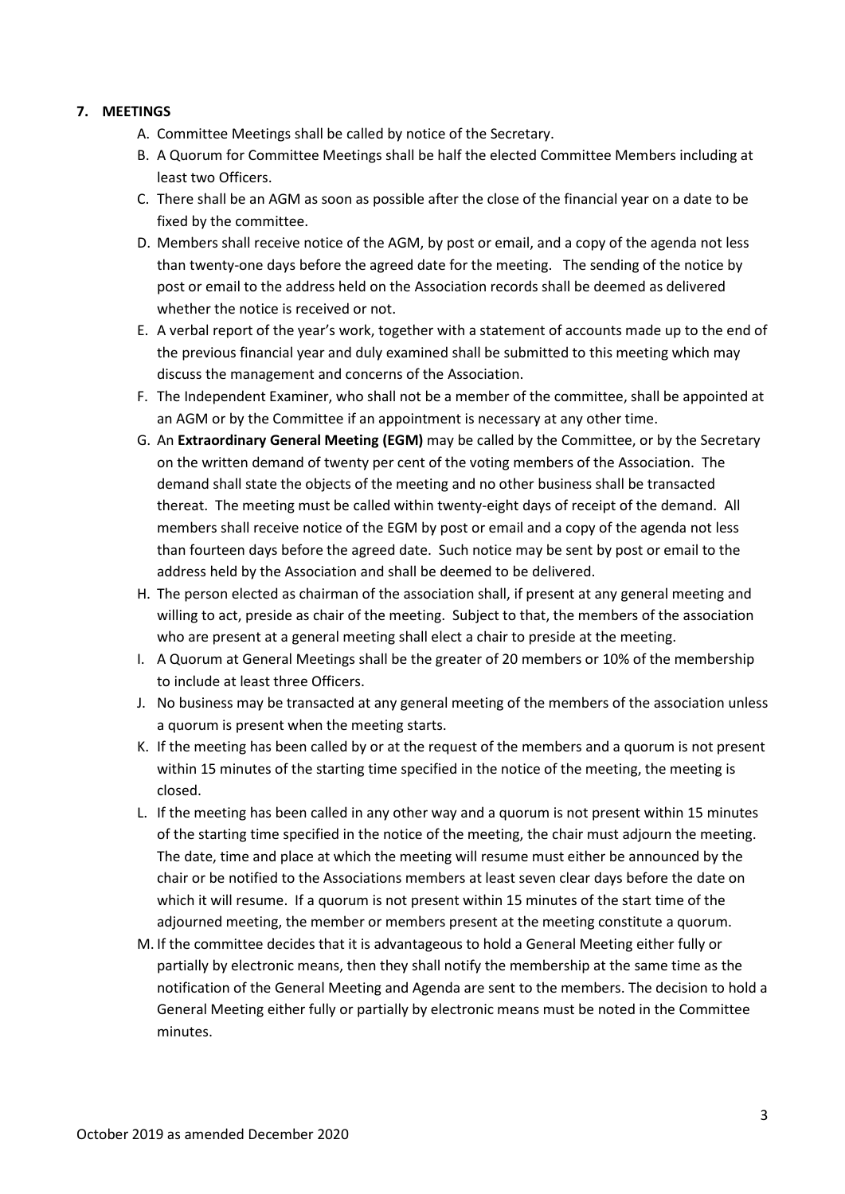## 7. MEETINGS

A. Committee Meetings shall be called by notice of the Secretary.

B. A Quorum for Committee Meetings shall be half the elected Committee Members including at least two Officers.

C. There shall be an AGM as soon as possible after the close of the financial year on a date to be fixed by the committee.

D. Members shall receive notice of the AGM, by post or email, and a copy of the agenda not less than twenty-one days before the agreed date for the meeting. The sending of the notice by post or email to the address held on the Association records shall be deemed as delivered whether the notice is received or not.

E. A verbal report of the year's work, together with a statement of accounts made up to the end of the previous financial year and duly examined shall be submitted to this meeting which may discuss the management and concerns of the Association.

F. The Independent Examiner, who shall not be a member of the committee, shall be appointed at an AGM or by the Committee if an appointment is necessary at any other time.

G. An **Extraordinary General Meeting (EGM)** may be called by the Committee, or by the Secretary on the written demand of twenty per cent of the voting members of the Association. The demand shall state the objects of the meeting and no other business shall be transacted thereat. The meeting must be called within twenty-eight days of receipt of the demand. All members shall receive notice of the EGM by post or email and a copy of the agenda not less than fourteen days before the agreed date. Such notice may be sent by post or email to the address held by the Association and shall be deemed to be delivered.

H. The person elected as chairman of the association shall, if present at any general meeting and willing to act, preside as chair of the meeting. Subject to that, the members of the association who are present at a general meeting shall elect a chair to preside at the meeting.

I. A Quorum at General Meetings shall be the greater of 20 members or 10% of the membership to include at least three Officers.

J. No business may be transacted at any general meeting of the members of the association unless a quorum is present when the meeting starts.

K. If the meeting has been called by or at the request of the members and a quorum is not present within 15 minutes of the starting time specified in the notice of the meeting, the meeting is closed.

L. If the meeting has been called in any other way and a quorum is not present within 15 minutes of the starting time specified in the notice of the meeting, the chair must adjourn the meeting. The date, time and place at which the meeting will resume must either be announced by the chair or be notified to the Associations members at least seven clear days before the date on which it will resume. If a quorum is not present within 15 minutes of the start time of the adjourned meeting, the member or members present at the meeting constitute a quorum.

M. If the committee decides that it is advantageous to hold a General Meeting either fully or partially by electronic means, then they shall notify the membership at the same time as the notification of the General Meeting and Agenda are sent to the members. The decision to hold a General Meeting either fully or partially by electronic means must be noted in the Committee minutes.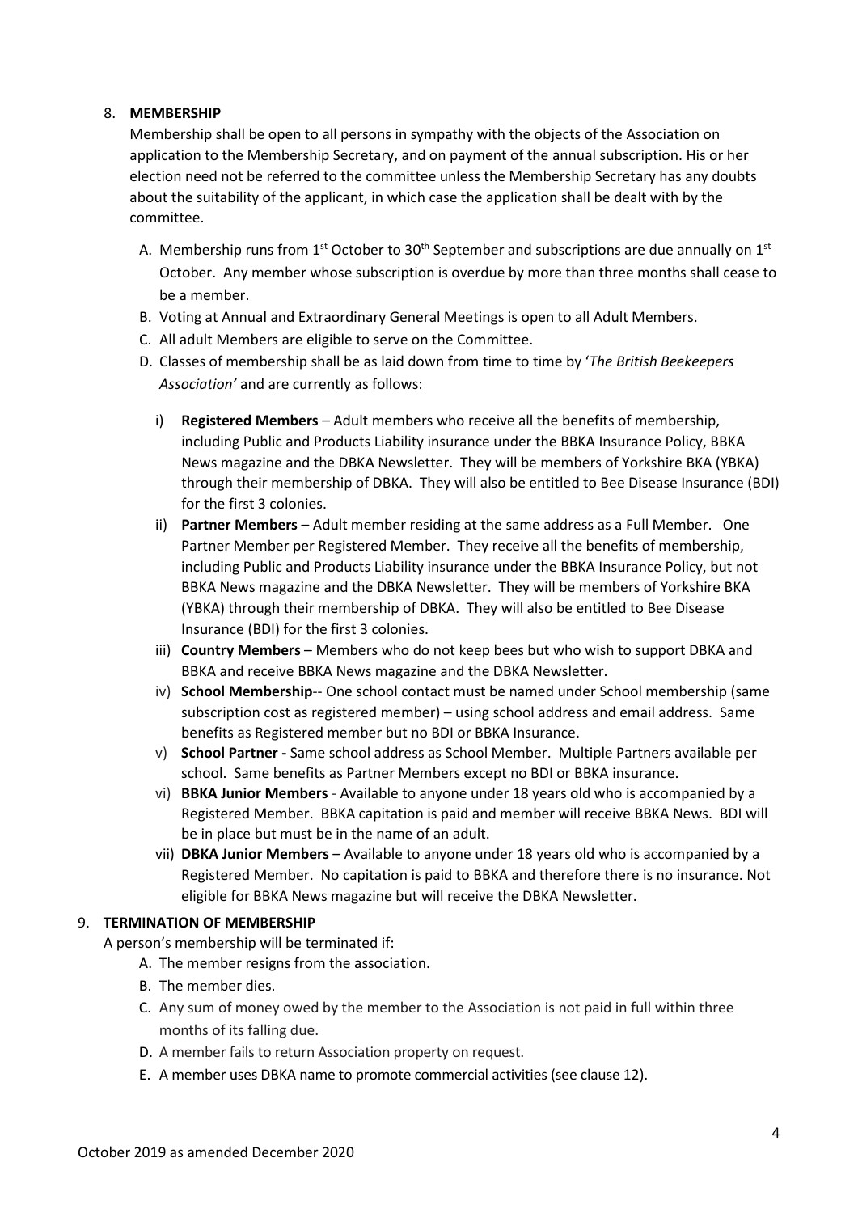8. **MEMBERSHIP**

Membership shall be open to all persons in sympathy with the objects of the Association on application to the Membership Secretary, and on payment of the annual subscription. His or her election need not be referred to the committee unless the Membership Secretary has any doubts about the suitability of the applicant, in which case the application shall be dealt with by the committee.

A. Membership runs from 1st October to 30th September and subscriptions are due annually on 1st October. Any member whose subscription is overdue by more than three months shall cease to be a member.
B. Voting at Annual and Extraordinary General Meetings is open to all Adult Members.
C. All adult Members are eligible to serve on the Committee.
D. Classes of membership shall be as laid down from time to time by '*The British Beekeepers Association'* and are currently as follows:
   i) **Registered Members** – Adult members who receive all the benefits of membership, including Public and Products Liability insurance under the BBKA Insurance Policy, BBKA News magazine and the DBKA Newsletter. They will be members of Yorkshire BKA (YBKA) through their membership of DBKA. They will also be entitled to Bee Disease Insurance (BDI) for the first 3 colonies.
   ii) **Partner Members** – Adult member residing at the same address as a Full Member. One Partner Member per Registered Member. They receive all the benefits of membership, including Public and Products Liability insurance under the BBKA Insurance Policy, but not BBKA News magazine and the DBKA Newsletter. They will be members of Yorkshire BKA (YBKA) through their membership of DBKA. They will also be entitled to Bee Disease Insurance (BDI) for the first 3 colonies.
   iii) **Country Members** – Members who do not keep bees but who wish to support DBKA and BBKA and receive BBKA News magazine and the DBKA Newsletter.
   iv) **School Membership**-- One school contact must be named under School membership (same subscription cost as registered member) – using school address and email address. Same benefits as Registered member but no BDI or BBKA Insurance.
   v) **School Partner -** Same school address as School Member. Multiple Partners available per school. Same benefits as Partner Members except no BDI or BBKA insurance.
   vi) **BBKA Junior Members** - Available to anyone under 18 years old who is accompanied by a Registered Member. BBKA capitation is paid and member will receive BBKA News. BDI will be in place but must be in the name of an adult.
   vii) **DBKA Junior Members** – Available to anyone under 18 years old who is accompanied by a Registered Member. No capitation is paid to BBKA and therefore there is no insurance. Not eligible for BBKA News magazine but will receive the DBKA Newsletter.

9. **TERMINATION OF MEMBERSHIP**

A person's membership will be terminated if:

A. The member resigns from the association.
B. The member dies.
C. Any sum of money owed by the member to the Association is not paid in full within three months of its falling due.
D. A member fails to return Association property on request.
E. A member uses DBKA name to promote commercial activities (see clause 12).

October 2019 as amended December 2020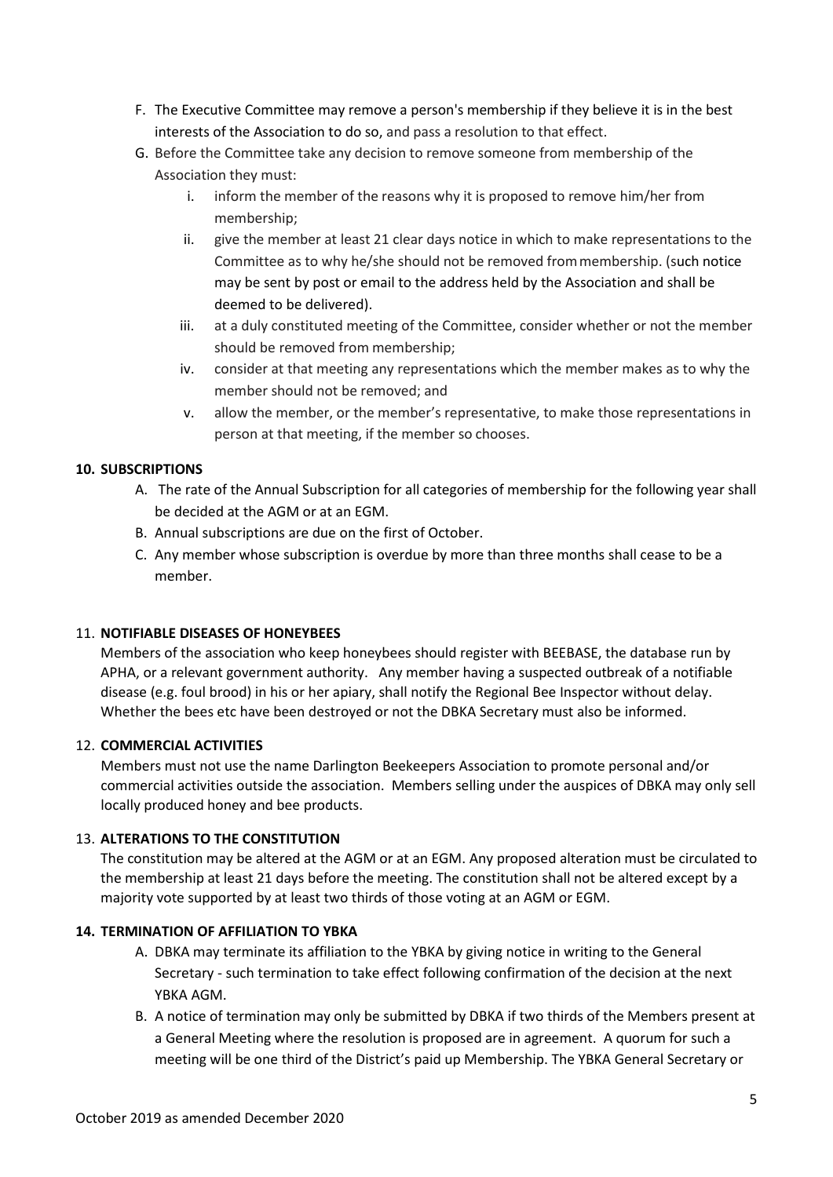F. The Executive Committee may remove a person's membership if they believe it is in the best interests of the Association to do so, and pass a resolution to that effect.

G. Before the Committee take any decision to remove someone from membership of the Association they must:

   i. inform the member of the reasons why it is proposed to remove him/her from membership;

   ii. give the member at least 21 clear days notice in which to make representations to the Committee as to why he/she should not be removed from membership. (such notice may be sent by post or email to the address held by the Association and shall be deemed to be delivered).

   iii. at a duly constituted meeting of the Committee, consider whether or not the member should be removed from membership;

   iv. consider at that meeting any representations which the member makes as to why the member should not be removed; and

   v. allow the member, or the member's representative, to make those representations in person at that meeting, if the member so chooses.

**10. SUBSCRIPTIONS**

A. The rate of the Annual Subscription for all categories of membership for the following year shall be decided at the AGM or at an EGM.

B. Annual subscriptions are due on the first of October.

C. Any member whose subscription is overdue by more than three months shall cease to be a member.

11. **NOTIFIABLE DISEASES OF HONEYBEES**

Members of the association who keep honeybees should register with BEEBASE, the database run by APHA, or a relevant government authority. Any member having a suspected outbreak of a notifiable disease (e.g. foul brood) in his or her apiary, shall notify the Regional Bee Inspector without delay. Whether the bees etc have been destroyed or not the DBKA Secretary must also be informed.

12. **COMMERCIAL ACTIVITIES**

Members must not use the name Darlington Beekeepers Association to promote personal and/or commercial activities outside the association. Members selling under the auspices of DBKA may only sell locally produced honey and bee products.

13. **ALTERATIONS TO THE CONSTITUTION**

The constitution may be altered at the AGM or at an EGM. Any proposed alteration must be circulated to the membership at least 21 days before the meeting. The constitution shall not be altered except by a majority vote supported by at least two thirds of those voting at an AGM or EGM.

**14. TERMINATION OF AFFILIATION TO YBKA**

A. DBKA may terminate its affiliation to the YBKA by giving notice in writing to the General Secretary - such termination to take effect following confirmation of the decision at the next YBKA AGM.

B. A notice of termination may only be submitted by DBKA if two thirds of the Members present at a General Meeting where the resolution is proposed are in agreement. A quorum for such a meeting will be one third of the District's paid up Membership. The YBKA General Secretary or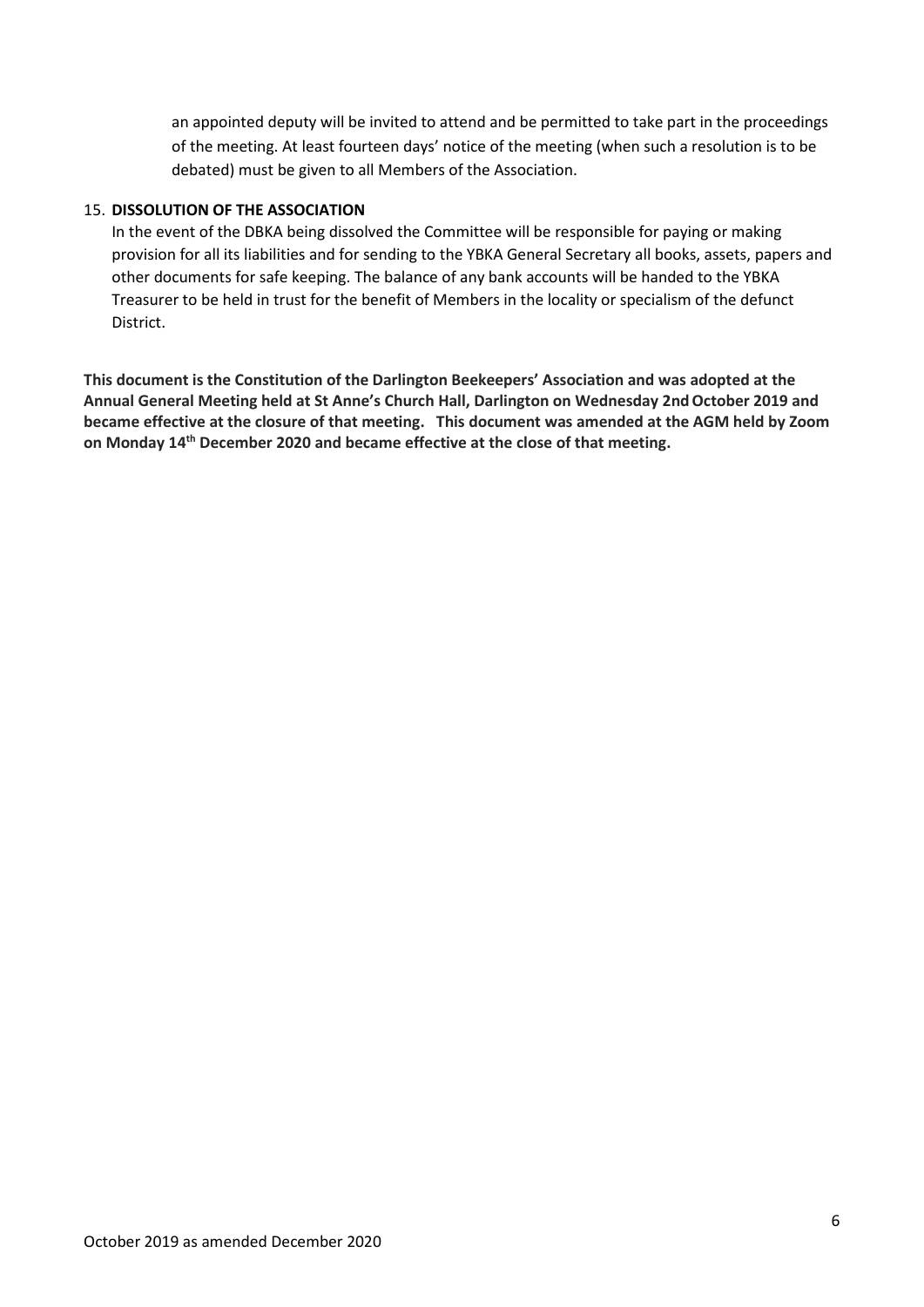an appointed deputy will be invited to attend and be permitted to take part in the proceedings of the meeting. At least fourteen days' notice of the meeting (when such a resolution is to be debated) must be given to all Members of the Association.

15. **DISSOLUTION OF THE ASSOCIATION**

In the event of the DBKA being dissolved the Committee will be responsible for paying or making provision for all its liabilities and for sending to the YBKA General Secretary all books, assets, papers and other documents for safe keeping. The balance of any bank accounts will be handed to the YBKA Treasurer to be held in trust for the benefit of Members in the locality or specialism of the defunct District.

**This document is the Constitution of the Darlington Beekeepers' Association and was adopted at the Annual General Meeting held at St Anne's Church Hall, Darlington on Wednesday 2nd October 2019 and became effective at the closure of that meeting. This document was amended at the AGM held by Zoom on Monday 14th December 2020 and became effective at the close of that meeting.**

October 2019 as amended December 2020